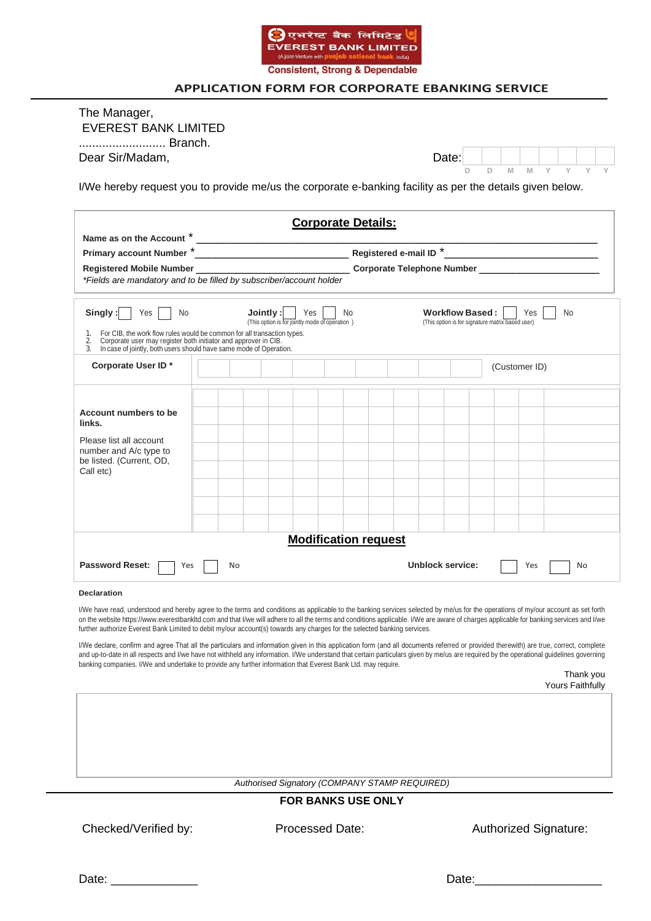एभरेष्ट बैंक लिमिटेड

EVEREST BANK LIMITED

(A Joint-Venture with punjab national bank, India)

Consistent, Strong & Dependable

## APPLICATION FORM FOR CORPORATE EBANKING SERVICE

The Manager,
EVEREST BANK LIMITED
.......................... Branch.
Dear Sir/Madam,

Date: D D M M Y Y Y Y

I/We hereby request you to provide me/us the corporate e-banking facility as per the details given below.

### Corporate Details:

**Name as on the Account** * ____________________________________________

**Primary account Number** * ____________________________ **Registered e-mail ID** * ____________________________

**Registered Mobile Number** ____________________________ **Corporate Telephone Number** ______________________

*Fields are mandatory and to be filled by subscriber/account holder*

**Singly :** ☐ Yes ☐ No    **Jointly :** ☐ Yes ☐ No (This option is for jointly mode of operation )    **Workflow Based :** ☐ Yes ☐ No (This option is for signature matrix based user)

1. For CIB, the work flow rules would be common for all transaction types.
2. Corporate user may register both initiator and approver in CIB.
3. In case of jointly, both users should have same mode of Operation.

**Corporate User ID *** | | | | | | | | | (Customer ID)

**Account numbers to be links.**

Please list all account number and A/c type to be listed. (Current, OD, Call etc)

| | | | | | | | | | | | | | | | | | |
|---|---|---|---|---|---|---|---|---|---|---|---|---|---|---|---|---|---|
| | | | | | | | | | | | | | | | | | |
| | | | | | | | | | | | | | | | | | |
| | | | | | | | | | | | | | | | | | |
| | | | | | | | | | | | | | | | | | |
| | | | | | | | | | | | | | | | | | |
| | | | | | | | | | | | | | | | | | |
| | | | | | | | | | | | | | | | | | |

### Modification request

**Password Reset:** ☐ Yes ☐ No    **Unblock service:** ☐ Yes ☐ No

**Declaration**

I/We have read, understood and hereby agree to the terms and conditions as applicable to the banking services selected by me/us for the operations of my/our account as set forth on the website https://www.everestbankltd.com and that I/we will adhere to all the terms and conditions applicable. I/We are aware of charges applicable for banking services and I/we further authorize Everest Bank Limited to debit my/our account(s) towards any charges for the selected banking services.

I/We declare, confirm and agree That all the particulars and information given in this application form (and all documents referred or provided therewith) are true, correct, complete and up-to-date in all respects and I/we have not withheld any information. I/We understand that certain particulars given by me/us are required by the operational guidelines governing banking companies. I/We and undertake to provide any further information that Everest Bank Ltd. may require.

Thank you
Yours Faithfully

*Authorised Signatory (COMPANY STAMP REQUIRED)*

**FOR BANKS USE ONLY**

Checked/Verified by:    Processed Date:    Authorized Signature:

Date: _____________    Date:___________________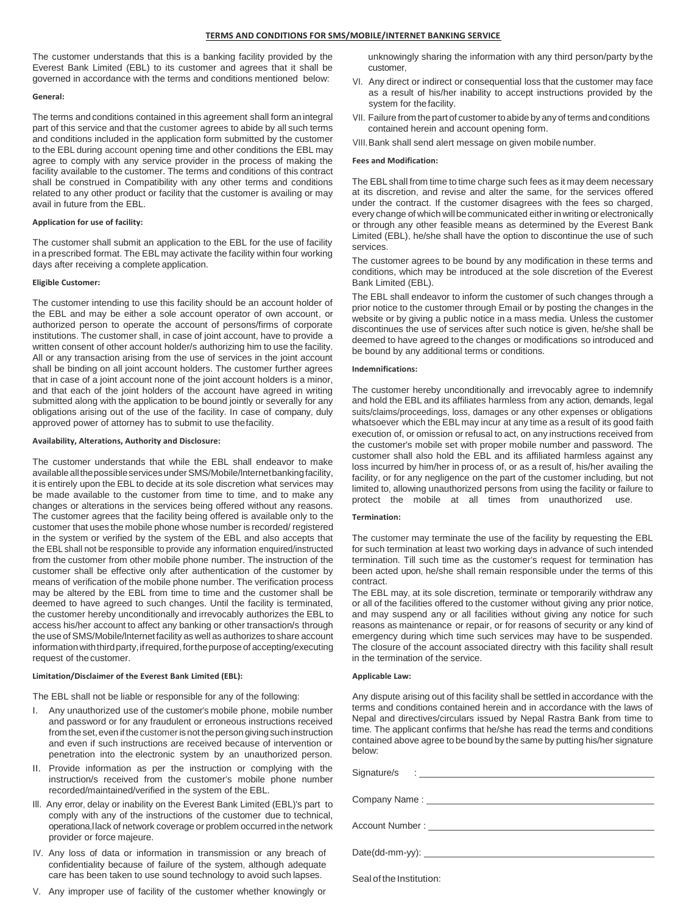## TERMS AND CONDITIONS FOR SMS/MOBILE/INTERNET BANKING SERVICE

The customer understands that this is a banking facility provided by the Everest Bank Limited (EBL) to its customer and agrees that it shall be governed in accordance with the terms and conditions mentioned below:

### General:

The terms and conditions contained in this agreement shall form an integral part of this service and that the customer agrees to abide by all such terms and conditions included in the application form submitted by the customer to the EBL during account opening time and other conditions the EBL may agree to comply with any service provider in the process of making the facility available to the customer. The terms and conditions of this contract shall be construed in Compatibility with any other terms and conditions related to any other product or facility that the customer is availing or may avail in future from the EBL.

### Application for use of facility:

The customer shall submit an application to the EBL for the use of facility in a prescribed format. The EBL may activate the facility within four working days after receiving a complete application.

### Eligible Customer:

The customer intending to use this facility should be an account holder of the EBL and may be either a sole account operator of own account, or authorized person to operate the account of persons/firms of corporate institutions. The customer shall, in case of joint account, have to provide a written consent of other account holder/s authorizing him to use the facility. All or any transaction arising from the use of services in the joint account shall be binding on all joint account holders. The customer further agrees that in case of a joint account none of the joint account holders is a minor, and that each of the joint holders of the account have agreed in writing submitted along with the application to be bound jointly or severally for any obligations arising out of the use of the facility. In case of company, duly approved power of attorney has to submit to use the facility.

### Availability, Alterations, Authority and Disclosure:

The customer understands that while the EBL shall endeavor to make available all the possible services under SMS/Mobile/Internet banking facility, it is entirely upon the EBL to decide at its sole discretion what services may be made available to the customer from time to time, and to make any changes or alterations in the services being offered without any reasons. The customer agrees that the facility being offered is available only to the customer that uses the mobile phone whose number is recorded/ registered in the system or verified by the system of the EBL and also accepts that the EBL shall not be responsible to provide any information enquired/instructed from the customer from other mobile phone number. The instruction of the customer shall be effective only after authentication of the customer by means of verification of the mobile phone number. The verification process may be altered by the EBL from time to time and the customer shall be deemed to have agreed to such changes. Until the facility is terminated, the customer hereby unconditionally and irrevocably authorizes the EBL to access his/her account to affect any banking or other transaction/s through the use of SMS/Mobile/Internet facility as well as authorizes to share account information with third party, if required, for the purpose of accepting/executing request of the customer.

### Limitation/Disclaimer of the Everest Bank Limited (EBL):

The EBL shall not be liable or responsible for any of the following:

I. Any unauthorized use of the customer's mobile phone, mobile number and password or for any fraudulent or erroneous instructions received from the set, even if the customer is not the person giving such instruction and even if such instructions are received because of intervention or penetration into the electronic system by an unauthorized person.

II. Provide information as per the instruction or complying with the instruction/s received from the customer's mobile phone number recorded/maintained/verified in the system of the EBL.

III. Any error, delay or inability on the Everest Bank Limited (EBL)'s part to comply with any of the instructions of the customer due to technical, operationa,l lack of network coverage or problem occurred in the network provider or force majeure.

IV. Any loss of data or information in transmission or any breach of confidentiality because of failure of the system, although adequate care has been taken to use sound technology to avoid such lapses.

V. Any improper use of facility of the customer whether knowingly or unknowingly sharing the information with any third person/party by the customer,

VI. Any direct or indirect or consequential loss that the customer may face as a result of his/her inability to accept instructions provided by the system for the facility.

VII. Failure from the part of customer to abide by any of terms and conditions contained herein and account opening form.

VIII. Bank shall send alert message on given mobile number.

### Fees and Modification:

The EBL shall from time to time charge such fees as it may deem necessary at its discretion, and revise and alter the same, for the services offered under the contract. If the customer disagrees with the fees so charged, every change of which will be communicated either in writing or electronically or through any other feasible means as determined by the Everest Bank Limited (EBL), he/she shall have the option to discontinue the use of such services.

The customer agrees to be bound by any modification in these terms and conditions, which may be introduced at the sole discretion of the Everest Bank Limited (EBL).

The EBL shall endeavor to inform the customer of such changes through a prior notice to the customer through Email or by posting the changes in the website or by giving a public notice in a mass media. Unless the customer discontinues the use of services after such notice is given, he/she shall be deemed to have agreed to the changes or modifications so introduced and be bound by any additional terms or conditions.

### Indemnifications:

The customer hereby unconditionally and irrevocably agree to indemnify and hold the EBL and its affiliates harmless from any action, demands, legal suits/claims/proceedings, loss, damages or any other expenses or obligations whatsoever which the EBL may incur at any time as a result of its good faith execution of, or omission or refusal to act, on any instructions received from the customer's mobile set with proper mobile number and password. The customer shall also hold the EBL and its affiliated harmless against any loss incurred by him/her in process of, or as a result of, his/her availing the facility, or for any negligence on the part of the customer including, but not limited to, allowing unauthorized persons from using the facility or failure to protect the mobile at all times from unauthorized use.

### Termination:

The customer may terminate the use of the facility by requesting the EBL for such termination at least two working days in advance of such intended termination. Till such time as the customer's request for termination has been acted upon, he/she shall remain responsible under the terms of this contract.

The EBL may, at its sole discretion, terminate or temporarily withdraw any or all of the facilities offered to the customer without giving any prior notice, and may suspend any or all facilities without giving any notice for such reasons as maintenance or repair, or for reasons of security or any kind of emergency during which time such services may have to be suspended. The closure of the account associated directry with this facility shall result in the termination of the service.

### Applicable Law:

Any dispute arising out of this facility shall be settled in accordance with the terms and conditions contained herein and in accordance with the laws of Nepal and directives/circulars issued by Nepal Rastra Bank from time to time. The applicant confirms that he/she has read the terms and conditions contained above agree to be bound by the same by putting his/her signature below:

Signature/s : ____________________

Company Name : ____________________

Account Number : ____________________

Date(dd-mm-yy): ____________________

Seal of the Institution: